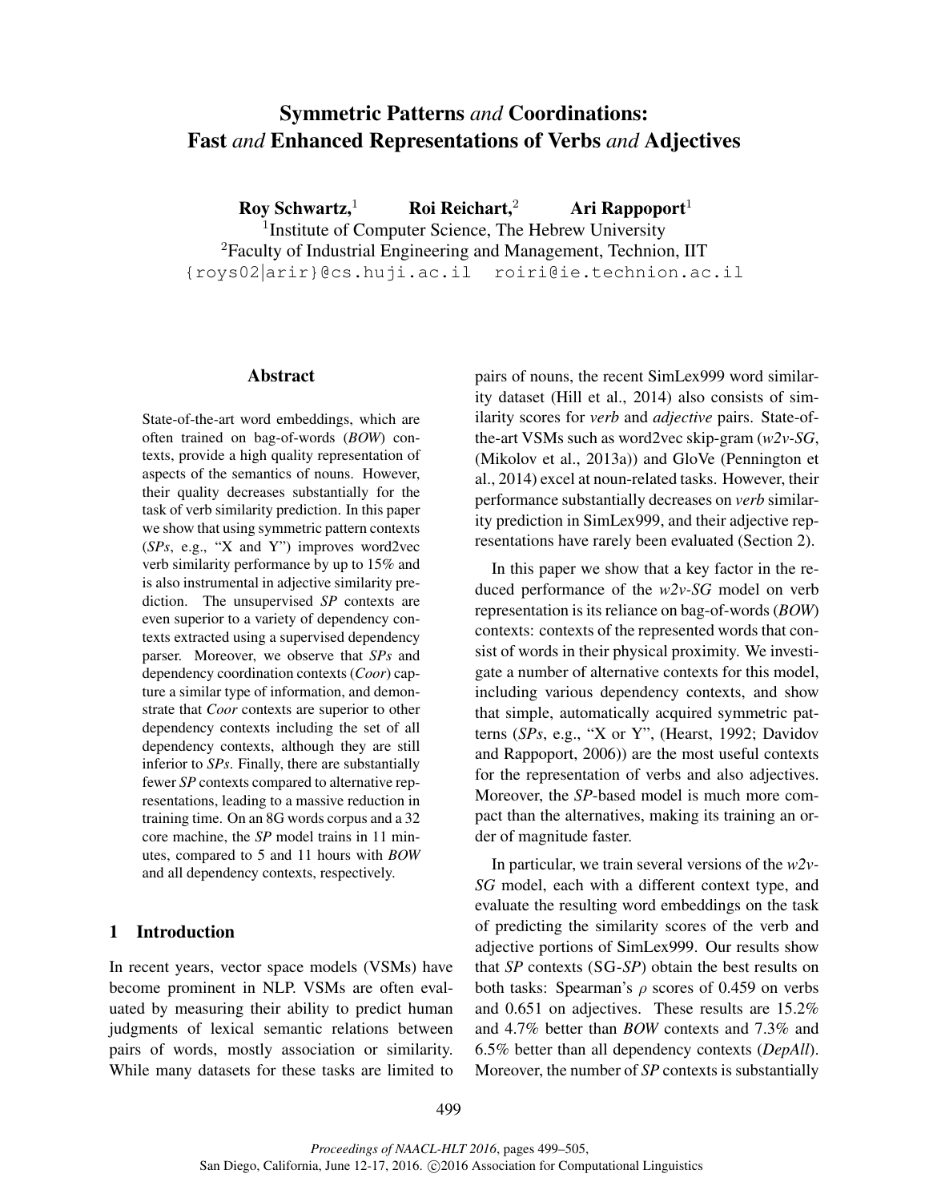# Symmetric Patterns *and* Coordinations: Fast *and* Enhanced Representations of Verbs *and* Adjectives

**Roy Schwartz,**[1] **Roi Reichart,**[2] **Ari Rappoport**[1]

[1]Institute of Computer Science, The Hebrew University

[2]Faculty of Industrial Engineering and Management, Technion, IIT

{roys02|arir}@cs.huji.ac.il roiri@ie.technion.ac.il

## Abstract

State-of-the-art word embeddings, which are often trained on bag-of-words (*BOW*) contexts, provide a high quality representation of aspects of the semantics of nouns. However, their quality decreases substantially for the task of verb similarity prediction. In this paper we show that using symmetric pattern contexts (*SPs*, e.g., "X and Y") improves word2vec verb similarity performance by up to 15% and is also instrumental in adjective similarity prediction. The unsupervised *SP* contexts are even superior to a variety of dependency contexts extracted using a supervised dependency parser. Moreover, we observe that *SPs* and dependency coordination contexts (*Coor*) capture a similar type of information, and demonstrate that *Coor* contexts are superior to other dependency contexts including the set of all dependency contexts, although they are still inferior to *SPs*. Finally, there are substantially fewer *SP* contexts compared to alternative representations, leading to a massive reduction in training time. On an 8G words corpus and a 32 core machine, the *SP* model trains in 11 minutes, compared to 5 and 11 hours with *BOW* and all dependency contexts, respectively.

## 1 Introduction

In recent years, vector space models (VSMs) have become prominent in NLP. VSMs are often evaluated by measuring their ability to predict human judgments of lexical semantic relations between pairs of words, mostly association or similarity. While many datasets for these tasks are limited to pairs of nouns, the recent SimLex999 word similarity dataset (Hill et al., 2014) also consists of similarity scores for *verb* and *adjective* pairs. State-of-the-art VSMs such as word2vec skip-gram (*w2v-SG*, (Mikolov et al., 2013a)) and GloVe (Pennington et al., 2014) excel at noun-related tasks. However, their performance substantially decreases on *verb* similarity prediction in SimLex999, and their adjective representations have rarely been evaluated (Section 2).

In this paper we show that a key factor in the reduced performance of the *w2v-SG* model on verb representation is its reliance on bag-of-words (*BOW*) contexts: contexts of the represented words that consist of words in their physical proximity. We investigate a number of alternative contexts for this model, including various dependency contexts, and show that simple, automatically acquired symmetric patterns (*SPs*, e.g., "X or Y", (Hearst, 1992; Davidov and Rappoport, 2006)) are the most useful contexts for the representation of verbs and also adjectives. Moreover, the *SP*-based model is much more compact than the alternatives, making its training an order of magnitude faster.

In particular, we train several versions of the *w2v-SG* model, each with a different context type, and evaluate the resulting word embeddings on the task of predicting the similarity scores of the verb and adjective portions of SimLex999. Our results show that *SP* contexts (SG-*SP*) obtain the best results on both tasks: Spearman's $\rho$ scores of 0.459 on verbs and 0.651 on adjectives. These results are 15.2% and 4.7% better than *BOW* contexts and 7.3% and 6.5% better than all dependency contexts (*DepAll*). Moreover, the number of *SP* contexts is substantially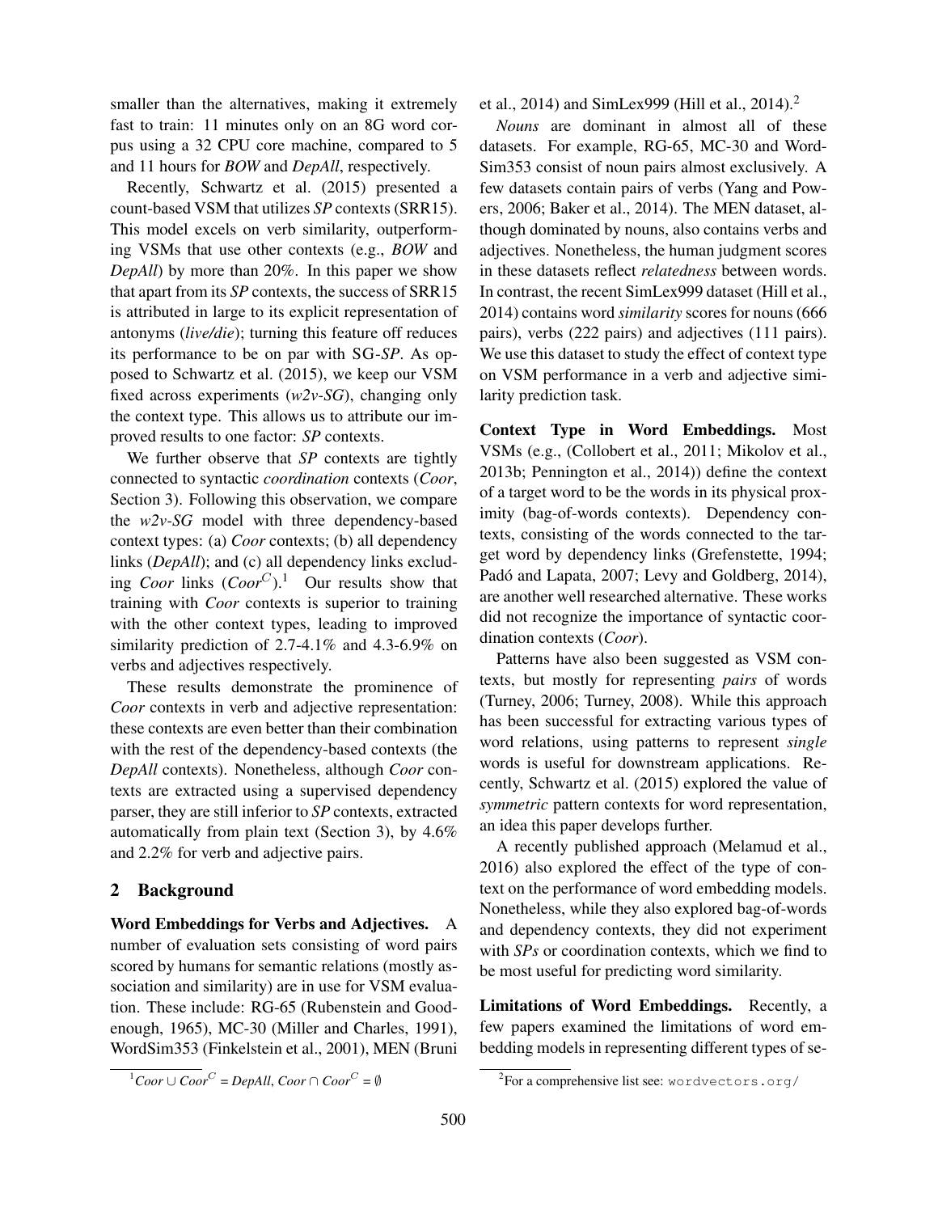smaller than the alternatives, making it extremely fast to train: 11 minutes only on an 8G word corpus using a 32 CPU core machine, compared to 5 and 11 hours for *BOW* and *DepAll*, respectively.

Recently, Schwartz et al. (2015) presented a count-based VSM that utilizes *SP* contexts (SRR15). This model excels on verb similarity, outperforming VSMs that use other contexts (e.g., *BOW* and *DepAll*) by more than 20%. In this paper we show that apart from its *SP* contexts, the success of SRR15 is attributed in large to its explicit representation of antonyms (*live/die*); turning this feature off reduces its performance to be on par with SG-*SP*. As opposed to Schwartz et al. (2015), we keep our VSM fixed across experiments (*w2v-SG*), changing only the context type. This allows us to attribute our improved results to one factor: *SP* contexts.

We further observe that *SP* contexts are tightly connected to syntactic *coordination* contexts (*Coor*, Section 3). Following this observation, we compare the *w2v-SG* model with three dependency-based context types: (a) *Coor* contexts; (b) all dependency links (*DepAll*); and (c) all dependency links excluding *Coor* links ($Coor^C$).[1] Our results show that training with *Coor* contexts is superior to training with the other context types, leading to improved similarity prediction of 2.7-4.1% and 4.3-6.9% on verbs and adjectives respectively.

These results demonstrate the prominence of *Coor* contexts in verb and adjective representation: these contexts are even better than their combination with the rest of the dependency-based contexts (the *DepAll* contexts). Nonetheless, although *Coor* contexts are extracted using a supervised dependency parser, they are still inferior to *SP* contexts, extracted automatically from plain text (Section 3), by 4.6% and 2.2% for verb and adjective pairs.

## 2 Background

**Word Embeddings for Verbs and Adjectives.** A number of evaluation sets consisting of word pairs scored by humans for semantic relations (mostly association and similarity) are in use for VSM evaluation. These include: RG-65 (Rubenstein and Goodenough, 1965), MC-30 (Miller and Charles, 1991), WordSim353 (Finkelstein et al., 2001), MEN (Bruni et al., 2014) and SimLex999 (Hill et al., 2014).[2]

*Nouns* are dominant in almost all of these datasets. For example, RG-65, MC-30 and WordSim353 consist of noun pairs almost exclusively. A few datasets contain pairs of verbs (Yang and Powers, 2006; Baker et al., 2014). The MEN dataset, although dominated by nouns, also contains verbs and adjectives. Nonetheless, the human judgment scores in these datasets reflect *relatedness* between words. In contrast, the recent SimLex999 dataset (Hill et al., 2014) contains word *similarity* scores for nouns (666 pairs), verbs (222 pairs) and adjectives (111 pairs). We use this dataset to study the effect of context type on VSM performance in a verb and adjective similarity prediction task.

**Context Type in Word Embeddings.** Most VSMs (e.g., (Collobert et al., 2011; Mikolov et al., 2013b; Pennington et al., 2014)) define the context of a target word to be the words in its physical proximity (bag-of-words contexts). Dependency contexts, consisting of the words connected to the target word by dependency links (Grefenstette, 1994; Padó and Lapata, 2007; Levy and Goldberg, 2014), are another well researched alternative. These works did not recognize the importance of syntactic coordination contexts (*Coor*).

Patterns have also been suggested as VSM contexts, but mostly for representing *pairs* of words (Turney, 2006; Turney, 2008). While this approach has been successful for extracting various types of word relations, using patterns to represent *single* words is useful for downstream applications. Recently, Schwartz et al. (2015) explored the value of *symmetric* pattern contexts for word representation, an idea this paper develops further.

A recently published approach (Melamud et al., 2016) also explored the effect of the type of context on the performance of word embedding models. Nonetheless, while they also explored bag-of-words and dependency contexts, they did not experiment with *SPs* or coordination contexts, which we find to be most useful for predicting word similarity.

**Limitations of Word Embeddings.** Recently, a few papers examined the limitations of word embedding models in representing different types of se-

[1] $Coor \cup Coor^C = DepAll$, $Coor \cap Coor^C = \emptyset$

[2] For a comprehensive list see: `wordvectors.org/`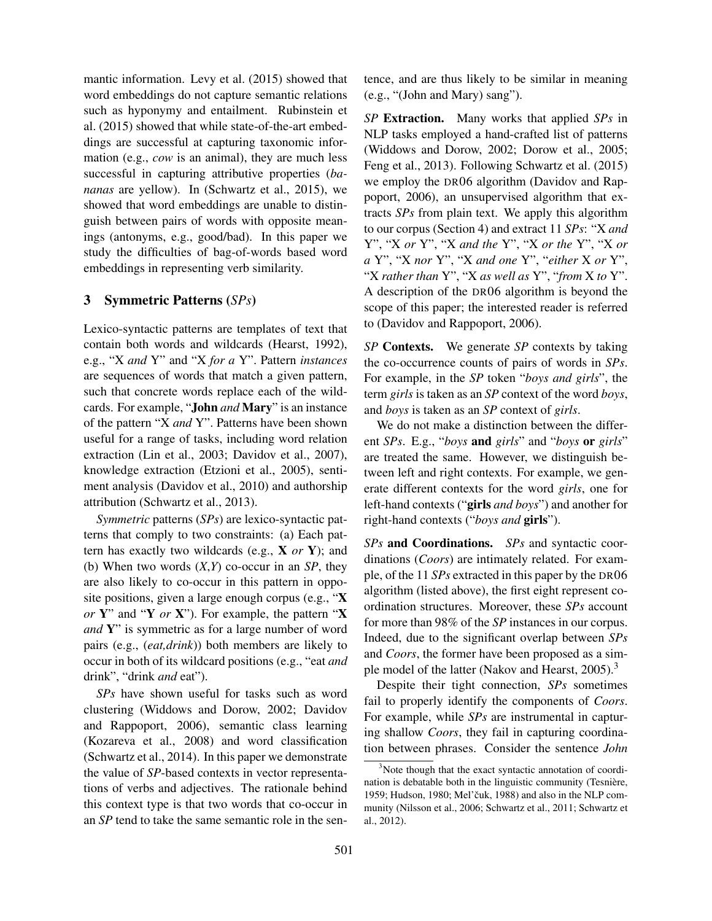mantic information. Levy et al. (2015) showed that word embeddings do not capture semantic relations such as hyponymy and entailment. Rubinstein et al. (2015) showed that while state-of-the-art embeddings are successful at capturing taxonomic information (e.g., *cow* is an animal), they are much less successful in capturing attributive properties (*bananas* are yellow). In (Schwartz et al., 2015), we showed that word embeddings are unable to distinguish between pairs of words with opposite meanings (antonyms, e.g., good/bad). In this paper we study the difficulties of bag-of-words based word embeddings in representing verb similarity.

## 3 Symmetric Patterns (*SPs*)

Lexico-syntactic patterns are templates of text that contain both words and wildcards (Hearst, 1992), e.g., "X *and* Y" and "X *for a* Y". Pattern *instances* are sequences of words that match a given pattern, such that concrete words replace each of the wildcards. For example, "**John** *and* **Mary**" is an instance of the pattern "X *and* Y". Patterns have been shown useful for a range of tasks, including word relation extraction (Lin et al., 2003; Davidov et al., 2007), knowledge extraction (Etzioni et al., 2005), sentiment analysis (Davidov et al., 2010) and authorship attribution (Schwartz et al., 2013).

*Symmetric* patterns (*SPs*) are lexico-syntactic patterns that comply to two constraints: (a) Each pattern has exactly two wildcards (e.g., **X** *or* **Y**); and (b) When two words (*X*,*Y*) co-occur in an *SP*, they are also likely to co-occur in this pattern in opposite positions, given a large enough corpus (e.g., "**X** *or* **Y**" and "**Y** *or* **X**"). For example, the pattern "**X** *and* **Y**" is symmetric as for a large number of word pairs (e.g., (*eat,drink*)) both members are likely to occur in both of its wildcard positions (e.g., "eat *and* drink", "drink *and* eat").

*SPs* have shown useful for tasks such as word clustering (Widdows and Dorow, 2002; Davidov and Rappoport, 2006), semantic class learning (Kozareva et al., 2008) and word classification (Schwartz et al., 2014). In this paper we demonstrate the value of *SP*-based contexts in vector representations of verbs and adjectives. The rationale behind this context type is that two words that co-occur in an *SP* tend to take the same semantic role in the sentence, and are thus likely to be similar in meaning (e.g., "(John and Mary) sang").

***SP* Extraction.** Many works that applied *SPs* in NLP tasks employed a hand-crafted list of patterns (Widdows and Dorow, 2002; Dorow et al., 2005; Feng et al., 2013). Following Schwartz et al. (2015) we employ the DR06 algorithm (Davidov and Rappoport, 2006), an unsupervised algorithm that extracts *SPs* from plain text. We apply this algorithm to our corpus (Section 4) and extract 11 *SPs*: "X *and* Y", "X *or* Y", "X *and the* Y", "X *or the* Y", "X *or a* Y", "X *nor* Y", "X *and one* Y", "*either* X *or* Y", "X *rather than* Y", "X *as well as* Y", "*from* X *to* Y". A description of the DR06 algorithm is beyond the scope of this paper; the interested reader is referred to (Davidov and Rappoport, 2006).

***SP* Contexts.** We generate *SP* contexts by taking the co-occurrence counts of pairs of words in *SPs*. For example, in the *SP* token "*boys and girls*", the term *girls* is taken as an *SP* context of the word *boys*, and *boys* is taken as an *SP* context of *girls*.

We do not make a distinction between the different *SPs*. E.g., "*boys* **and** *girls*" and "*boys* **or** *girls*" are treated the same. However, we distinguish between left and right contexts. For example, we generate different contexts for the word *girls*, one for left-hand contexts ("**girls** *and boys*") and another for right-hand contexts ("*boys and* **girls**").

***SPs* and Coordinations.** *SPs* and syntactic coordinations (*Coors*) are intimately related. For example, of the 11 *SPs* extracted in this paper by the DR06 algorithm (listed above), the first eight represent coordination structures. Moreover, these *SPs* account for more than 98% of the *SP* instances in our corpus. Indeed, due to the significant overlap between *SPs* and *Coors*, the former have been proposed as a simple model of the latter (Nakov and Hearst, 2005).[3]

Despite their tight connection, *SPs* sometimes fail to properly identify the components of *Coors*. For example, while *SPs* are instrumental in capturing shallow *Coors*, they fail in capturing coordination between phrases. Consider the sentence *John*

[3]Note though that the exact syntactic annotation of coordination is debatable both in the linguistic community (Tesnière, 1959; Hudson, 1980; Mel'čuk, 1988) and also in the NLP community (Nilsson et al., 2006; Schwartz et al., 2011; Schwartz et al., 2012).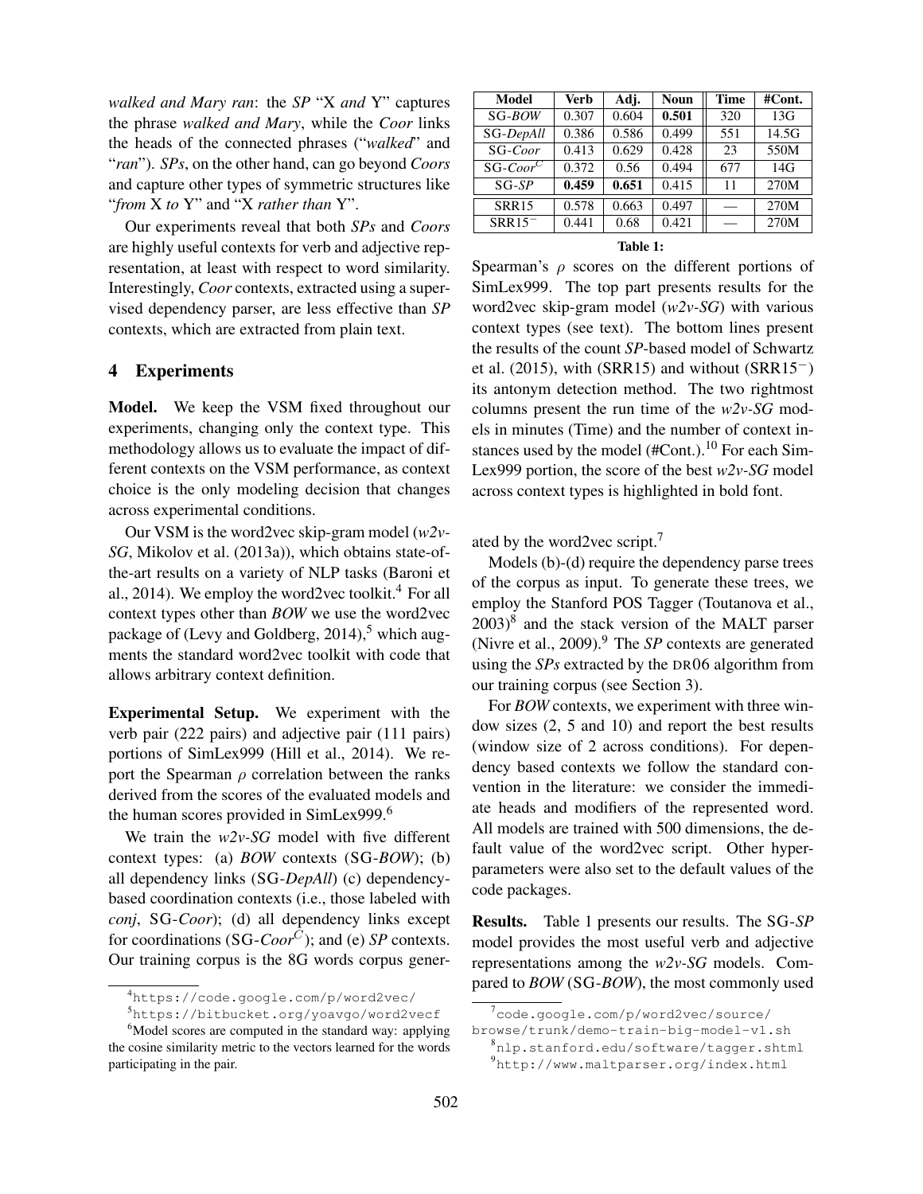*walked and Mary ran*: the *SP* "X *and* Y" captures the phrase *walked and Mary*, while the *Coor* links the heads of the connected phrases ("*walked*" and "*ran*"). *SPs*, on the other hand, can go beyond *Coors* and capture other types of symmetric structures like "*from* X *to* Y" and "X *rather than* Y".

Our experiments reveal that both *SPs* and *Coors* are highly useful contexts for verb and adjective representation, at least with respect to word similarity. Interestingly, *Coor* contexts, extracted using a supervised dependency parser, are less effective than *SP* contexts, which are extracted from plain text.

## 4 Experiments

**Model.** We keep the VSM fixed throughout our experiments, changing only the context type. This methodology allows us to evaluate the impact of different contexts on the VSM performance, as context choice is the only modeling decision that changes across experimental conditions.

Our VSM is the word2vec skip-gram model (*w2v-SG*, Mikolov et al. (2013a)), which obtains state-of-the-art results on a variety of NLP tasks (Baroni et al., 2014). We employ the word2vec toolkit.[4] For all context types other than *BOW* we use the word2vec package of (Levy and Goldberg, 2014),[5] which augments the standard word2vec toolkit with code that allows arbitrary context definition.

**Experimental Setup.** We experiment with the verb pair (222 pairs) and adjective pair (111 pairs) portions of SimLex999 (Hill et al., 2014). We report the Spearman $\rho$ correlation between the ranks derived from the scores of the evaluated models and the human scores provided in SimLex999.[6]

We train the *w2v-SG* model with five different context types: (a) *BOW* contexts (SG-*BOW*); (b) all dependency links (SG-*DepAll*) (c) dependency-based coordination contexts (i.e., those labeled with *conj*, SG-*Coor*); (d) all dependency links except for coordinations (SG-*Coor*$^{\bar{C}}$); and (e) *SP* contexts. Our training corpus is the 8G words corpus generated by the word2vec script.[7]

| Model | Verb | Adj. | Noun | Time | #Cont. |
|---|---|---|---|---|---|
| SG-*BOW* | 0.307 | 0.604 | **0.501** | 320 | 13G |
| SG-*DepAll* | 0.386 | 0.586 | 0.499 | 551 | 14.5G |
| SG-*Coor* | 0.413 | 0.629 | 0.428 | 23 | 550M |
| SG-*Coor*$^{\bar{C}}$ | 0.372 | 0.56 | 0.494 | 677 | 14G |
| SG-*SP* | **0.459** | **0.651** | 0.415 | 11 | 270M |
| SRR15 | 0.578 | 0.663 | 0.497 | — | 270M |
| SRR15$^{-}$ | 0.441 | 0.68 | 0.421 | — | 270M |

**Table 1:** Spearman's $\rho$ scores on the different portions of SimLex999. The top part presents results for the word2vec skip-gram model (*w2v-SG*) with various context types (see text). The bottom lines present the results of the count *SP*-based model of Schwartz et al. (2015), with (SRR15) and without (SRR15$^{-}$) its antonym detection method. The two rightmost columns present the run time of the *w2v-SG* models in minutes (Time) and the number of context instances used by the model (#Cont.).[10] For each SimLex999 portion, the score of the best *w2v-SG* model across context types is highlighted in bold font.

Models (b)-(d) require the dependency parse trees of the corpus as input. To generate these trees, we employ the Stanford POS Tagger (Toutanova et al., 2003)[8] and the stack version of the MALT parser (Nivre et al., 2009).[9] The *SP* contexts are generated using the *SPs* extracted by the DR06 algorithm from our training corpus (see Section 3).

For *BOW* contexts, we experiment with three window sizes (2, 5 and 10) and report the best results (window size of 2 across conditions). For dependency based contexts we follow the standard convention in the literature: we consider the immediate heads and modifiers of the represented word. All models are trained with 500 dimensions, the default value of the word2vec script. Other hyperparameters were also set to the default values of the code packages.

**Results.** Table 1 presents our results. The SG-*SP* model provides the most useful verb and adjective representations among the *w2v-SG* models. Compared to *BOW* (SG-*BOW*), the most commonly used

---

[4] https://code.google.com/p/word2vec/

[5] https://bitbucket.org/yoavgo/word2vecf

[6] Model scores are computed in the standard way: applying the cosine similarity metric to the vectors learned for the words participating in the pair.

[7] code.google.com/p/word2vec/source/browse/trunk/demo-train-big-model-v1.sh

[8] nlp.stanford.edu/software/tagger.shtml

[9] http://www.maltparser.org/index.html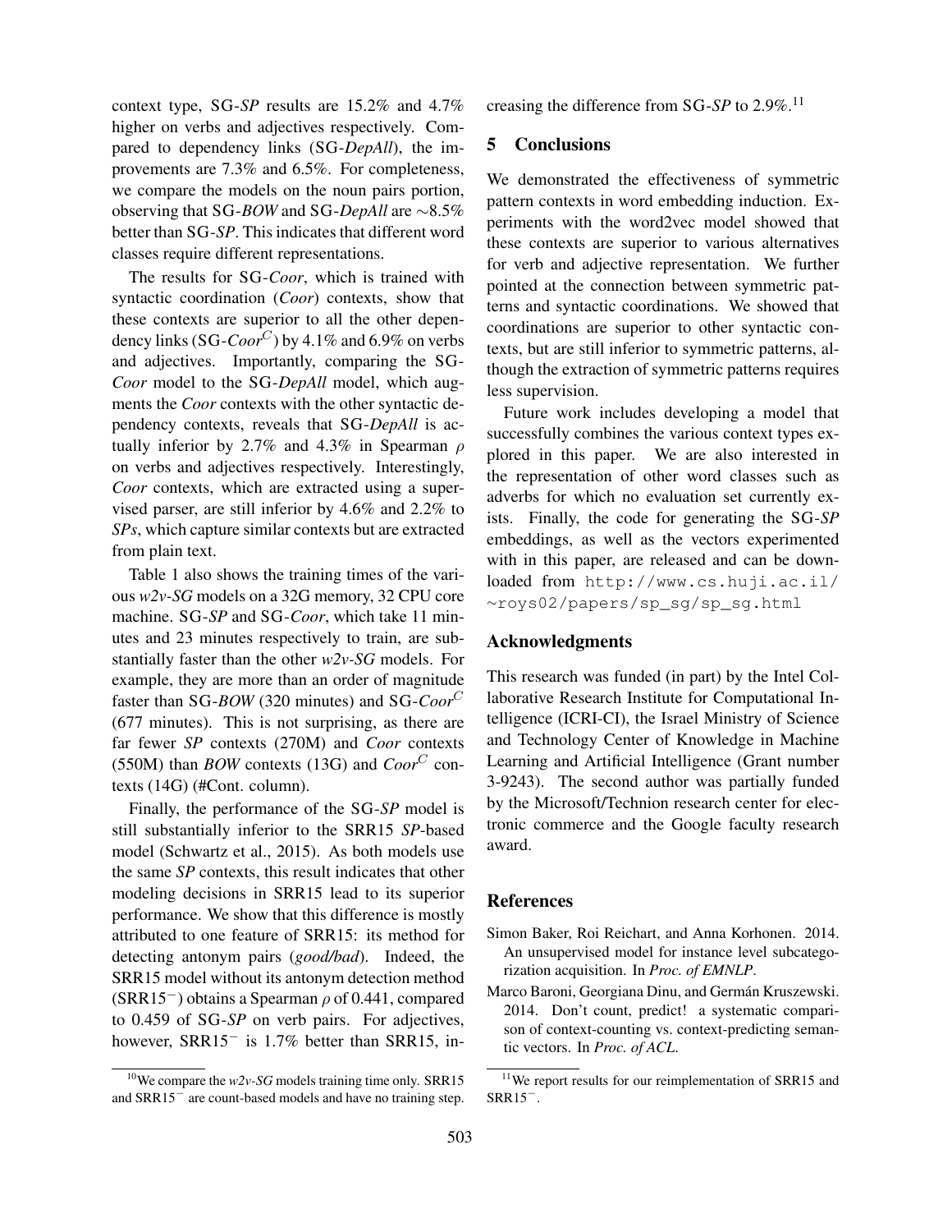context type, SG-*SP* results are 15.2% and 4.7% higher on verbs and adjectives respectively. Compared to dependency links (SG-*DepAll*), the improvements are 7.3% and 6.5%. For completeness, we compare the models on the noun pairs portion, observing that SG-*BOW* and SG-*DepAll* are ∼8.5% better than SG-*SP*. This indicates that different word classes require different representations.

The results for SG-*Coor*, which is trained with syntactic coordination (*Coor*) contexts, show that these contexts are superior to all the other dependency links (SG-$Coor^C$) by 4.1% and 6.9% on verbs and adjectives. Importantly, comparing the SG-*Coor* model to the SG-*DepAll* model, which augments the *Coor* contexts with the other syntactic dependency contexts, reveals that SG-*DepAll* is actually inferior by 2.7% and 4.3% in Spearman $\rho$ on verbs and adjectives respectively. Interestingly, *Coor* contexts, which are extracted using a supervised parser, are still inferior by 4.6% and 2.2% to *SPs*, which capture similar contexts but are extracted from plain text.

Table 1 also shows the training times of the various *w2v-SG* models on a 32G memory, 32 CPU core machine. SG-*SP* and SG-*Coor*, which take 11 minutes and 23 minutes respectively to train, are substantially faster than the other *w2v-SG* models. For example, they are more than an order of magnitude faster than SG-*BOW* (320 minutes) and SG-$Coor^C$ (677 minutes). This is not surprising, as there are far fewer *SP* contexts (270M) and *Coor* contexts (550M) than *BOW* contexts (13G) and $Coor^C$ contexts (14G) (#Cont. column).

Finally, the performance of the SG-*SP* model is still substantially inferior to the SRR15 *SP*-based model (Schwartz et al., 2015). As both models use the same *SP* contexts, this result indicates that other modeling decisions in SRR15 lead to its superior performance. We show that this difference is mostly attributed to one feature of SRR15: its method for detecting antonym pairs (*good/bad*). Indeed, the SRR15 model without its antonym detection method ($SRR15^-$) obtains a Spearman $\rho$ of 0.441, compared to 0.459 of SG-*SP* on verb pairs. For adjectives, however, $SRR15^-$ is 1.7% better than SRR15, increasing the difference from SG-*SP* to 2.9%.[11]

[10] We compare the *w2v-SG* models training time only. SRR15 and $SRR15^-$ are count-based models and have no training step.

[11] We report results for our reimplementation of SRR15 and $SRR15^-$.

## 5 Conclusions

We demonstrated the effectiveness of symmetric pattern contexts in word embedding induction. Experiments with the word2vec model showed that these contexts are superior to various alternatives for verb and adjective representation. We further pointed at the connection between symmetric patterns and syntactic coordinations. We showed that coordinations are superior to other syntactic contexts, but are still inferior to symmetric patterns, although the extraction of symmetric patterns requires less supervision.

Future work includes developing a model that successfully combines the various context types explored in this paper. We are also interested in the representation of other word classes such as adverbs for which no evaluation set currently exists. Finally, the code for generating the SG-*SP* embeddings, as well as the vectors experimented with in this paper, are released and can be downloaded from `http://www.cs.huji.ac.il/~roys02/papers/sp_sg/sp_sg.html`

## Acknowledgments

This research was funded (in part) by the Intel Collaborative Research Institute for Computational Intelligence (ICRI-CI), the Israel Ministry of Science and Technology Center of Knowledge in Machine Learning and Artificial Intelligence (Grant number 3-9243). The second author was partially funded by the Microsoft/Technion research center for electronic commerce and the Google faculty research award.

## References

Simon Baker, Roi Reichart, and Anna Korhonen. 2014. An unsupervised model for instance level subcategorization acquisition. In *Proc. of EMNLP*.

Marco Baroni, Georgiana Dinu, and Germán Kruszewski. 2014. Don't count, predict! a systematic comparison of context-counting vs. context-predicting semantic vectors. In *Proc. of ACL*.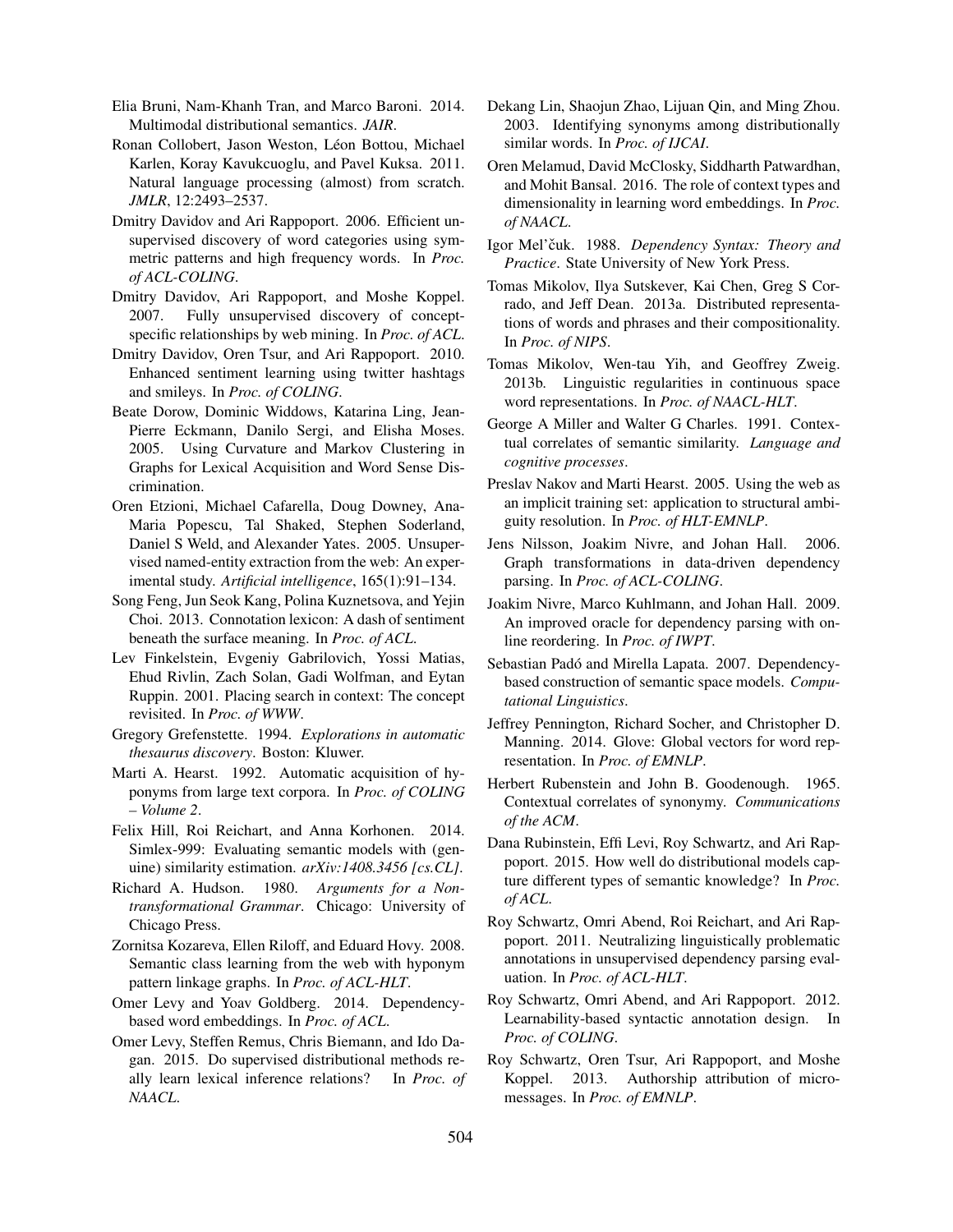Elia Bruni, Nam-Khanh Tran, and Marco Baroni. 2014. Multimodal distributional semantics. *JAIR*.

Ronan Collobert, Jason Weston, Léon Bottou, Michael Karlen, Koray Kavukcuoglu, and Pavel Kuksa. 2011. Natural language processing (almost) from scratch. *JMLR*, 12:2493–2537.

Dmitry Davidov and Ari Rappoport. 2006. Efficient unsupervised discovery of word categories using symmetric patterns and high frequency words. In *Proc. of ACL-COLING*.

Dmitry Davidov, Ari Rappoport, and Moshe Koppel. 2007. Fully unsupervised discovery of concept-specific relationships by web mining. In *Proc. of ACL*.

Dmitry Davidov, Oren Tsur, and Ari Rappoport. 2010. Enhanced sentiment learning using twitter hashtags and smileys. In *Proc. of COLING*.

Beate Dorow, Dominic Widdows, Katarina Ling, Jean-Pierre Eckmann, Danilo Sergi, and Elisha Moses. 2005. Using Curvature and Markov Clustering in Graphs for Lexical Acquisition and Word Sense Discrimination.

Oren Etzioni, Michael Cafarella, Doug Downey, Ana-Maria Popescu, Tal Shaked, Stephen Soderland, Daniel S Weld, and Alexander Yates. 2005. Unsupervised named-entity extraction from the web: An experimental study. *Artificial intelligence*, 165(1):91–134.

Song Feng, Jun Seok Kang, Polina Kuznetsova, and Yejin Choi. 2013. Connotation lexicon: A dash of sentiment beneath the surface meaning. In *Proc. of ACL*.

Lev Finkelstein, Evgeniy Gabrilovich, Yossi Matias, Ehud Rivlin, Zach Solan, Gadi Wolfman, and Eytan Ruppin. 2001. Placing search in context: The concept revisited. In *Proc. of WWW*.

Gregory Grefenstette. 1994. *Explorations in automatic thesaurus discovery*. Boston: Kluwer.

Marti A. Hearst. 1992. Automatic acquisition of hyponyms from large text corpora. In *Proc. of COLING – Volume 2*.

Felix Hill, Roi Reichart, and Anna Korhonen. 2014. Simlex-999: Evaluating semantic models with (genuine) similarity estimation. *arXiv:1408.3456 [cs.CL]*.

Richard A. Hudson. 1980. *Arguments for a Non-transformational Grammar*. Chicago: University of Chicago Press.

Zornitsa Kozareva, Ellen Riloff, and Eduard Hovy. 2008. Semantic class learning from the web with hyponym pattern linkage graphs. In *Proc. of ACL-HLT*.

Omer Levy and Yoav Goldberg. 2014. Dependency-based word embeddings. In *Proc. of ACL*.

Omer Levy, Steffen Remus, Chris Biemann, and Ido Dagan. 2015. Do supervised distributional methods really learn lexical inference relations? In *Proc. of NAACL*.

Dekang Lin, Shaojun Zhao, Lijuan Qin, and Ming Zhou. 2003. Identifying synonyms among distributionally similar words. In *Proc. of IJCAI*.

Oren Melamud, David McClosky, Siddharth Patwardhan, and Mohit Bansal. 2016. The role of context types and dimensionality in learning word embeddings. In *Proc. of NAACL*.

Igor Mel'čuk. 1988. *Dependency Syntax: Theory and Practice*. State University of New York Press.

Tomas Mikolov, Ilya Sutskever, Kai Chen, Greg S Corrado, and Jeff Dean. 2013a. Distributed representations of words and phrases and their compositionality. In *Proc. of NIPS*.

Tomas Mikolov, Wen-tau Yih, and Geoffrey Zweig. 2013b. Linguistic regularities in continuous space word representations. In *Proc. of NAACL-HLT*.

George A Miller and Walter G Charles. 1991. Contextual correlates of semantic similarity. *Language and cognitive processes*.

Preslav Nakov and Marti Hearst. 2005. Using the web as an implicit training set: application to structural ambiguity resolution. In *Proc. of HLT-EMNLP*.

Jens Nilsson, Joakim Nivre, and Johan Hall. 2006. Graph transformations in data-driven dependency parsing. In *Proc. of ACL-COLING*.

Joakim Nivre, Marco Kuhlmann, and Johan Hall. 2009. An improved oracle for dependency parsing with online reordering. In *Proc. of IWPT*.

Sebastian Padó and Mirella Lapata. 2007. Dependency-based construction of semantic space models. *Computational Linguistics*.

Jeffrey Pennington, Richard Socher, and Christopher D. Manning. 2014. Glove: Global vectors for word representation. In *Proc. of EMNLP*.

Herbert Rubenstein and John B. Goodenough. 1965. Contextual correlates of synonymy. *Communications of the ACM*.

Dana Rubinstein, Effi Levi, Roy Schwartz, and Ari Rappoport. 2015. How well do distributional models capture different types of semantic knowledge? In *Proc. of ACL*.

Roy Schwartz, Omri Abend, Roi Reichart, and Ari Rappoport. 2011. Neutralizing linguistically problematic annotations in unsupervised dependency parsing evaluation. In *Proc. of ACL-HLT*.

Roy Schwartz, Omri Abend, and Ari Rappoport. 2012. Learnability-based syntactic annotation design. In *Proc. of COLING*.

Roy Schwartz, Oren Tsur, Ari Rappoport, and Moshe Koppel. 2013. Authorship attribution of micro-messages. In *Proc. of EMNLP*.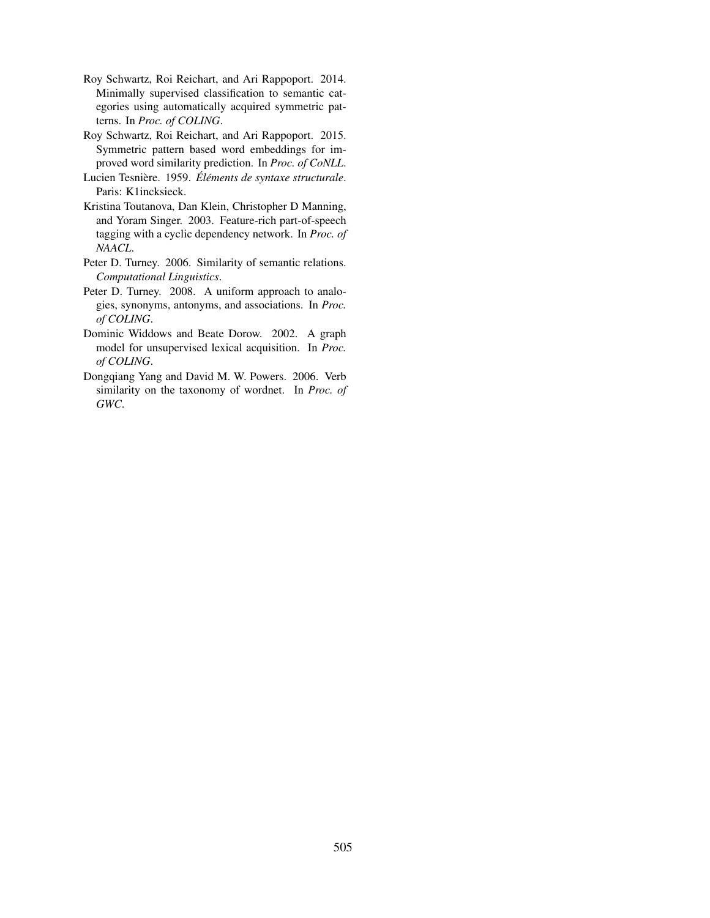Roy Schwartz, Roi Reichart, and Ari Rappoport. 2014. Minimally supervised classification to semantic categories using automatically acquired symmetric patterns. In *Proc. of COLING*.

Roy Schwartz, Roi Reichart, and Ari Rappoport. 2015. Symmetric pattern based word embeddings for improved word similarity prediction. In *Proc. of CoNLL*.

Lucien Tesnière. 1959. *Éléments de syntaxe structurale*. Paris: K1incksieck.

Kristina Toutanova, Dan Klein, Christopher D Manning, and Yoram Singer. 2003. Feature-rich part-of-speech tagging with a cyclic dependency network. In *Proc. of NAACL*.

Peter D. Turney. 2006. Similarity of semantic relations. *Computational Linguistics*.

Peter D. Turney. 2008. A uniform approach to analogies, synonyms, antonyms, and associations. In *Proc. of COLING*.

Dominic Widdows and Beate Dorow. 2002. A graph model for unsupervised lexical acquisition. In *Proc. of COLING*.

Dongqiang Yang and David M. W. Powers. 2006. Verb similarity on the taxonomy of wordnet. In *Proc. of GWC*.